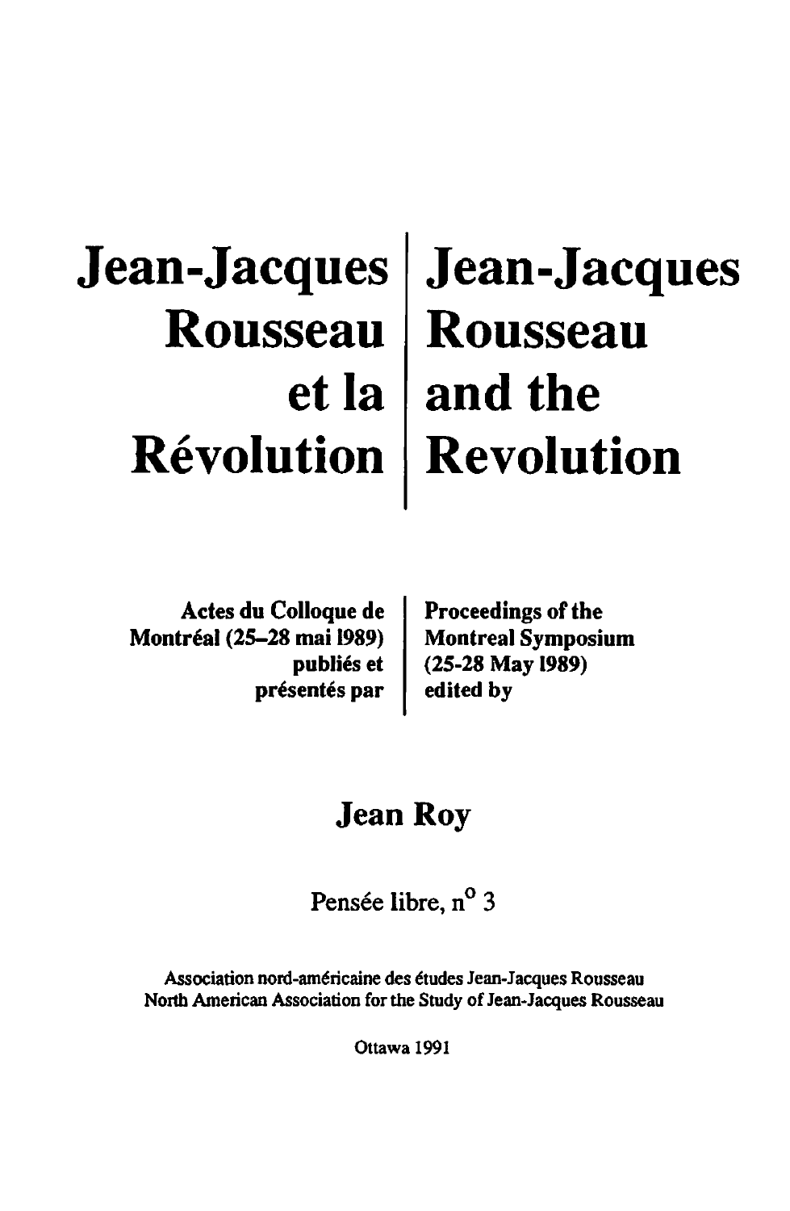# Jean-Jacques Rousseau et la Révolution

# Jean-Jacques Rousseau and the Revolution

**Actes du Colloque de Montréal (25–28 mai 1989) publiés et présentés par**

**Proceedings of the Montreal Symposium (25-28 May 1989) edited by**

## Jean Roy

Pensée libre, n° 3

Association nord-américaine des études Jean-Jacques Rousseau
North American Association for the Study of Jean-Jacques Rousseau

Ottawa 1991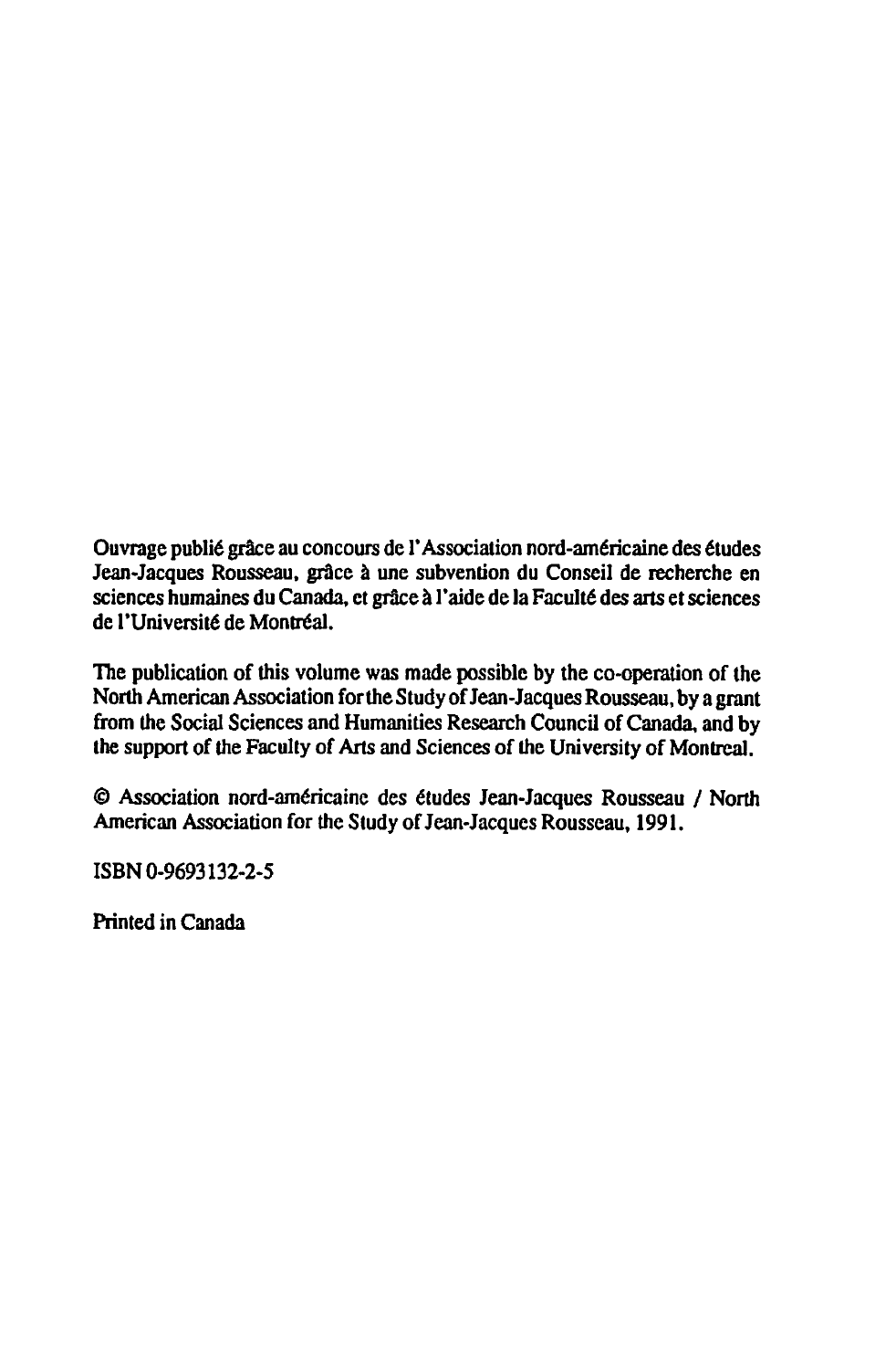Ouvrage publié grâce au concours de l'Association nord-américaine des études Jean-Jacques Rousseau, grâce à une subvention du Conseil de recherche en sciences humaines du Canada, et grâce à l'aide de la Faculté des arts et sciences de l'Université de Montréal.

The publication of this volume was made possible by the co-operation of the North American Association for the Study of Jean-Jacques Rousseau, by a grant from the Social Sciences and Humanities Research Council of Canada, and by the support of the Faculty of Arts and Sciences of the University of Montreal.

© Association nord-américaine des études Jean-Jacques Rousseau / North American Association for the Study of Jean-Jacques Rousseau, 1991.

ISBN 0-9693132-2-5

Printed in Canada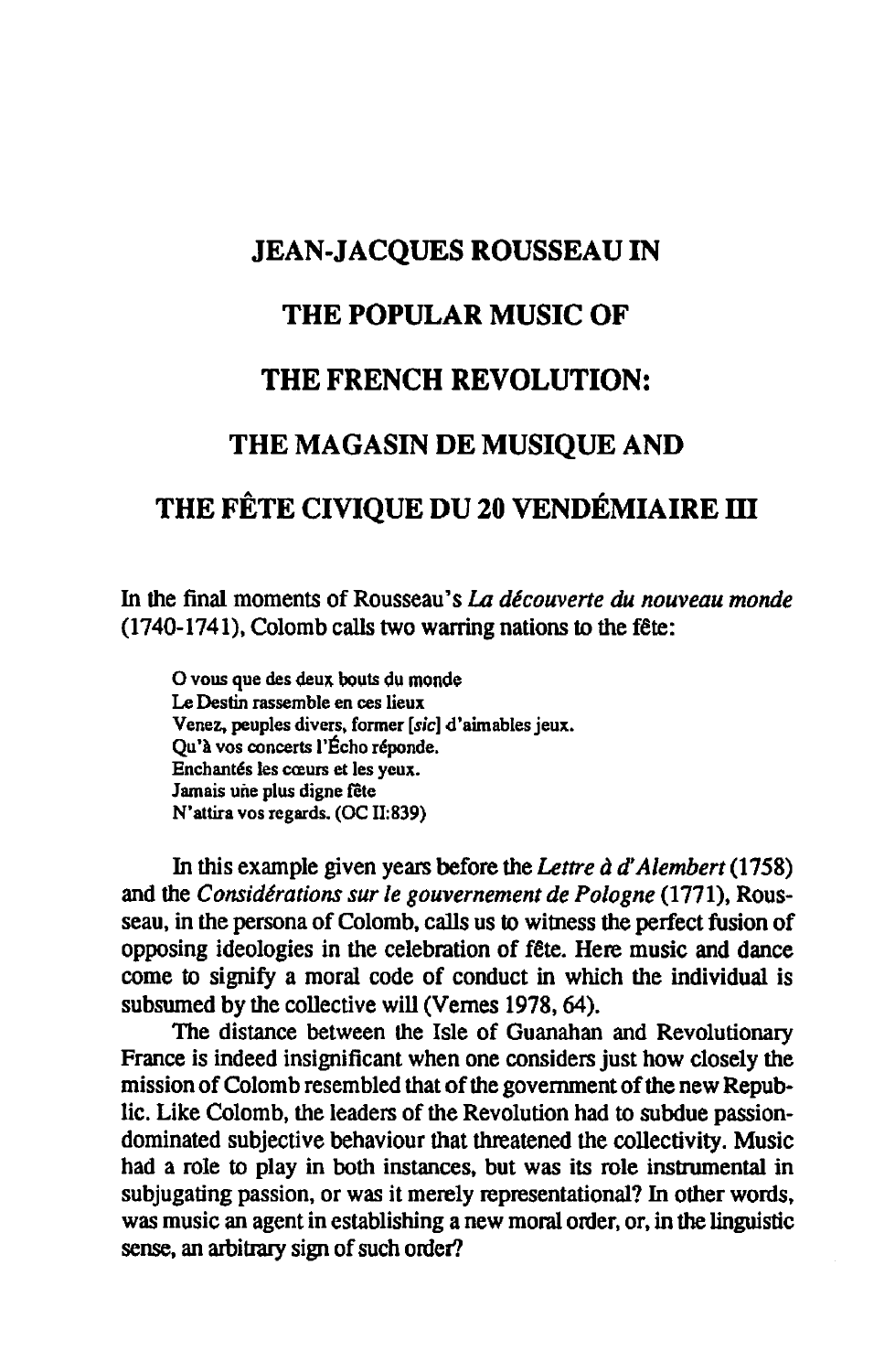# JEAN-JACQUES ROUSSEAU IN THE POPULAR MUSIC OF THE FRENCH REVOLUTION: THE MAGASIN DE MUSIQUE AND THE FÊTE CIVIQUE DU 20 VENDÉMIAIRE III

In the final moments of Rousseau's *La découverte du nouveau monde* (1740-1741), Colomb calls two warring nations to the fête:

> O vous que des deux bouts du monde
> Le Destin rassemble en ces lieux
> Venez, peuples divers, former [*sic*] d'aimables jeux.
> Qu'à vos concerts l'Écho réponde.
> Enchantés les cœurs et les yeux.
> Jamais une plus digne fête
> N'attira vos regards. (OC II:839)

In this example given years before the *Lettre à d'Alembert* (1758) and the *Considérations sur le gouvernement de Pologne* (1771), Rousseau, in the persona of Colomb, calls us to witness the perfect fusion of opposing ideologies in the celebration of fête. Here music and dance come to signify a moral code of conduct in which the individual is subsumed by the collective will (Vernes 1978, 64).

The distance between the Isle of Guanahan and Revolutionary France is indeed insignificant when one considers just how closely the mission of Colomb resembled that of the government of the new Republic. Like Colomb, the leaders of the Revolution had to subdue passion-dominated subjective behaviour that threatened the collectivity. Music had a role to play in both instances, but was its role instrumental in subjugating passion, or was it merely representational? In other words, was music an agent in establishing a new moral order, or, in the linguistic sense, an arbitrary sign of such order?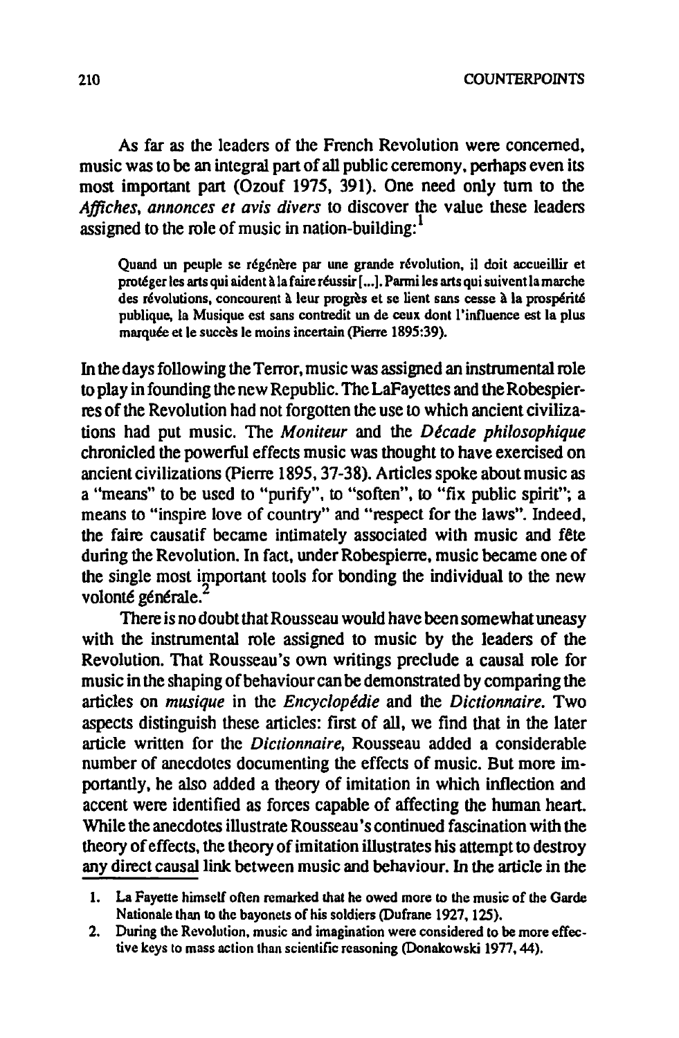As far as the leaders of the French Revolution were concerned, music was to be an integral part of all public ceremony, perhaps even its most important part (Ozouf 1975, 391). One need only turn to the *Affiches, annonces et avis divers* to discover the value these leaders assigned to the role of music in nation-building:[1]

> Quand un peuple se régénère par une grande révolution, il doit accueillir et protéger les arts qui aident à la faire réussir [...]. Parmi les arts qui suivent la marche des révolutions, concourent à leur progrès et se lient sans cesse à la prospérité publique, la Musique est sans contredit un de ceux dont l'influence est la plus marquée et le succès le moins incertain (Pierre 1895:39).

In the days following the Terror, music was assigned an instrumental role to play in founding the new Republic. The LaFayettes and the Robespierres of the Revolution had not forgotten the use to which ancient civilizations had put music. The *Moniteur* and the *Décade philosophique* chronicled the powerful effects music was thought to have exercised on ancient civilizations (Pierre 1895, 37-38). Articles spoke about music as a "means" to be used to "purify", to "soften", to "fix public spirit"; a means to "inspire love of country" and "respect for the laws". Indeed, the faire causatif became intimately associated with music and fête during the Revolution. In fact, under Robespierre, music became one of the single most important tools for bonding the individual to the new volonté générale.[2]

There is no doubt that Rousseau would have been somewhat uneasy with the instrumental role assigned to music by the leaders of the Revolution. That Rousseau's own writings preclude a causal role for music in the shaping of behaviour can be demonstrated by comparing the articles on *musique* in the *Encyclopédie* and the *Dictionnaire*. Two aspects distinguish these articles: first of all, we find that in the later article written for the *Dictionnaire*, Rousseau added a considerable number of anecdotes documenting the effects of music. But more importantly, he also added a theory of imitation in which inflection and accent were identified as forces capable of affecting the human heart. While the anecdotes illustrate Rousseau's continued fascination with the theory of effects, the theory of imitation illustrates his attempt to destroy any direct causal link between music and behaviour. In the article in the

---

1. La Fayette himself often remarked that he owed more to the music of the Garde Nationale than to the bayonets of his soldiers (Dufrane 1927, 125).
2. During the Revolution, music and imagination were considered to be more effective keys to mass action than scientific reasoning (Donakowski 1977, 44).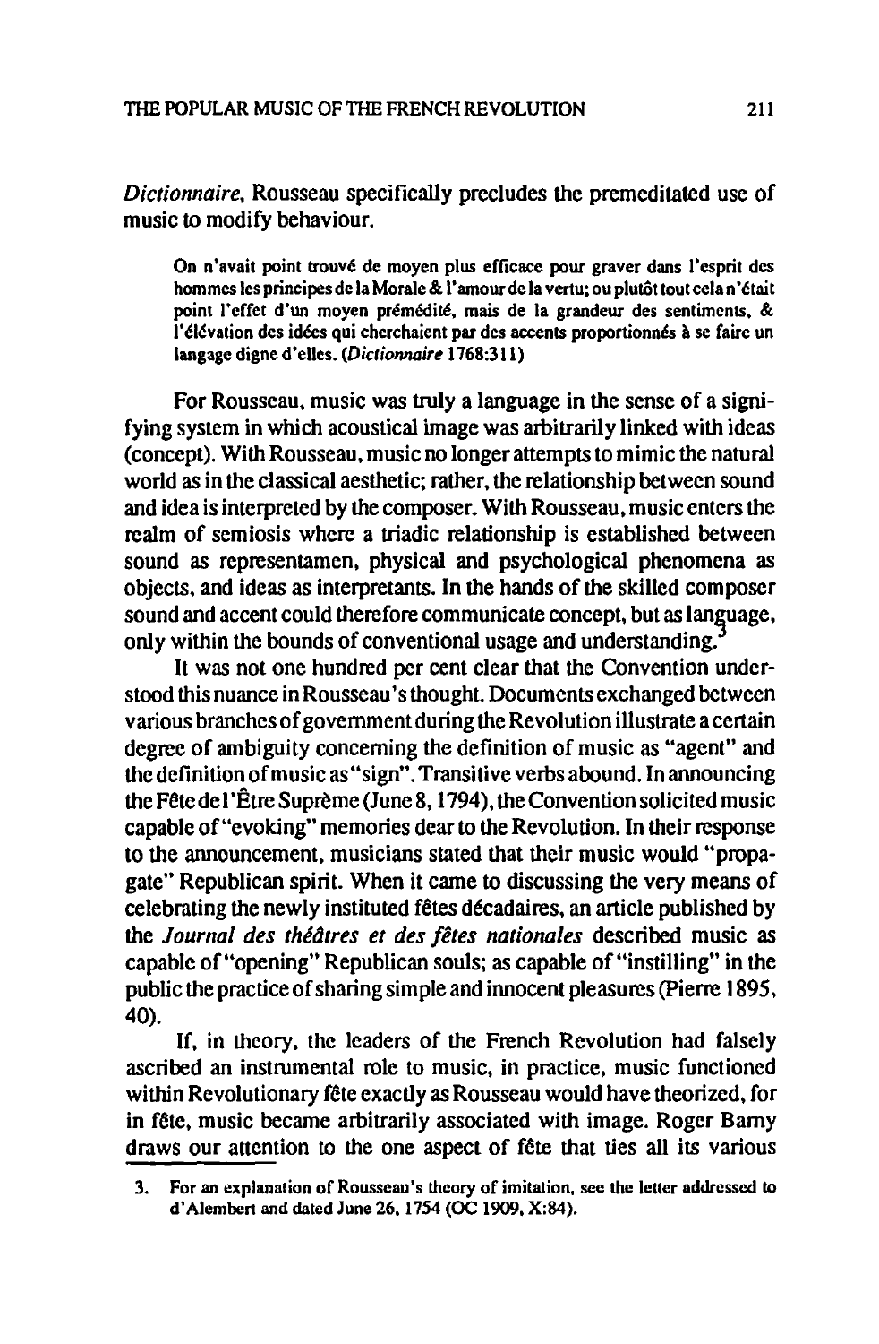*Dictionnaire*, Rousseau specifically precludes the premeditated use of music to modify behaviour.

> On n'avait point trouvé de moyen plus efficace pour graver dans l'esprit des hommes les principes de la Morale & l'amour de la vertu; ou plutôt tout cela n'était point l'effet d'un moyen prémédité, mais de la grandeur des sentiments, & l'élévation des idées qui cherchaient par des accents proportionnés à se faire un langage digne d'elles. (*Dictionnaire* 1768:311)

For Rousseau, music was truly a language in the sense of a signifying system in which acoustical image was arbitrarily linked with ideas (concept). With Rousseau, music no longer attempts to mimic the natural world as in the classical aesthetic; rather, the relationship between sound and idea is interpreted by the composer. With Rousseau, music enters the realm of semiosis where a triadic relationship is established between sound as representamen, physical and psychological phenomena as objects, and ideas as interpretants. In the hands of the skilled composer sound and accent could therefore communicate concept, but as language, only within the bounds of conventional usage and understanding.[3]

It was not one hundred per cent clear that the Convention understood this nuance in Rousseau's thought. Documents exchanged between various branches of government during the Revolution illustrate a certain degree of ambiguity concerning the definition of music as "agent" and the definition of music as "sign". Transitive verbs abound. In announcing the Fête de l'Être Suprème (June 8, 1794), the Convention solicited music capable of "evoking" memories dear to the Revolution. In their response to the announcement, musicians stated that their music would "propagate" Republican spirit. When it came to discussing the very means of celebrating the newly instituted fêtes décadaires, an article published by the *Journal des théâtres et des fêtes nationales* described music as capable of "opening" Republican souls; as capable of "instilling" in the public the practice of sharing simple and innocent pleasures (Pierre 1895, 40).

If, in theory, the leaders of the French Revolution had falsely ascribed an instrumental role to music, in practice, music functioned within Revolutionary fête exactly as Rousseau would have theorized, for in fête, music became arbitrarily associated with image. Roger Barny draws our attention to the one aspect of fête that ties all its various

3. For an explanation of Rousseau's theory of imitation, see the letter addressed to d'Alembert and dated June 26, 1754 (OC 1909, X:84).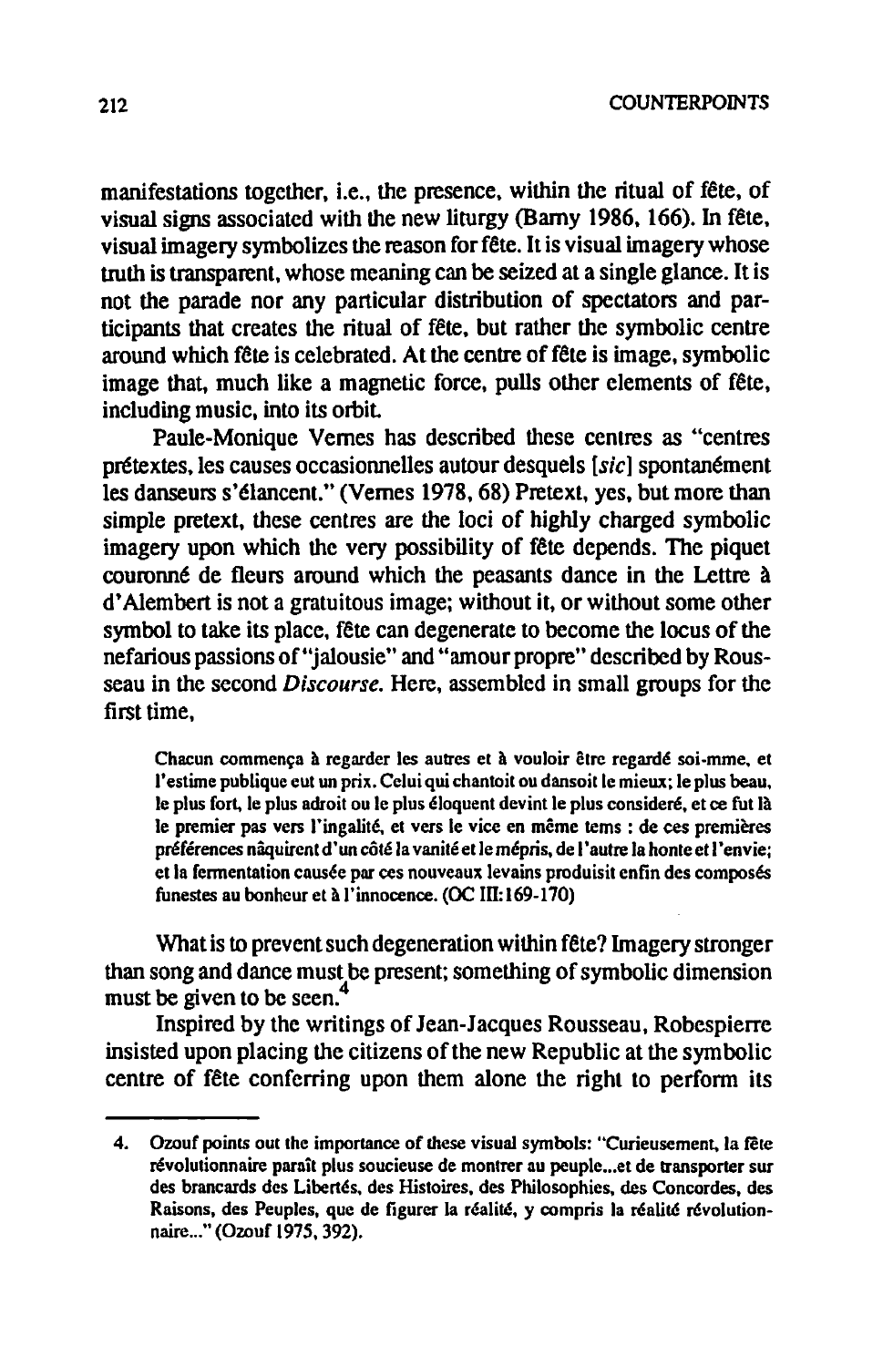manifestations together, i.e., the presence, within the ritual of fête, of visual signs associated with the new liturgy (Barny 1986, 166). In fête, visual imagery symbolizes the reason for fête. It is visual imagery whose truth is transparent, whose meaning can be seized at a single glance. It is not the parade nor any particular distribution of spectators and participants that creates the ritual of fête, but rather the symbolic centre around which fête is celebrated. At the centre of fête is image, symbolic image that, much like a magnetic force, pulls other elements of fête, including music, into its orbit.

Paule-Monique Vernes has described these centres as "centres prétextes, les causes occasionnelles autour desquels [*sic*] spontanément les danseurs s'élancent." (Vernes 1978, 68) Pretext, yes, but more than simple pretext, these centres are the loci of highly charged symbolic imagery upon which the very possibility of fête depends. The piquet couronné de fleurs around which the peasants dance in the Lettre à d'Alembert is not a gratuitous image; without it, or without some other symbol to take its place, fête can degenerate to become the locus of the nefarious passions of "jalousie" and "amour propre" described by Rousseau in the second *Discourse*. Here, assembled in small groups for the first time,

> Chacun commença à regarder les autres et à vouloir être regardé soi-mme, et l'estime publique eut un prix. Celui qui chantoit ou dansoit le mieux; le plus beau, le plus fort, le plus adroit ou le plus éloquent devint le plus consideré, et ce fut là le premier pas vers l'ingalité, et vers le vice en même tems : de ces premières préférences nâquirent d'un côté la vanité et le mépris, de l'autre la honte et l'envie; et la fermentation causée par ces nouveaux levains produisit enfin des composés funestes au bonheur et à l'innocence. (OC III:169-170)

What is to prevent such degeneration within fête? Imagery stronger than song and dance must be present; something of symbolic dimension must be given to be seen.[4]

Inspired by the writings of Jean-Jacques Rousseau, Robespierre insisted upon placing the citizens of the new Republic at the symbolic centre of fête conferring upon them alone the right to perform its

---

4. Ozouf points out the importance of these visual symbols: "Curieusement, la fête révolutionnaire paraît plus soucieuse de montrer au peuple...et de transporter sur des brancards des Libertés, des Histoires, des Philosophies, des Concordes, des Raisons, des Peuples, que de figurer la réalité, y compris la réalité révolutionnaire..." (Ozouf 1975, 392).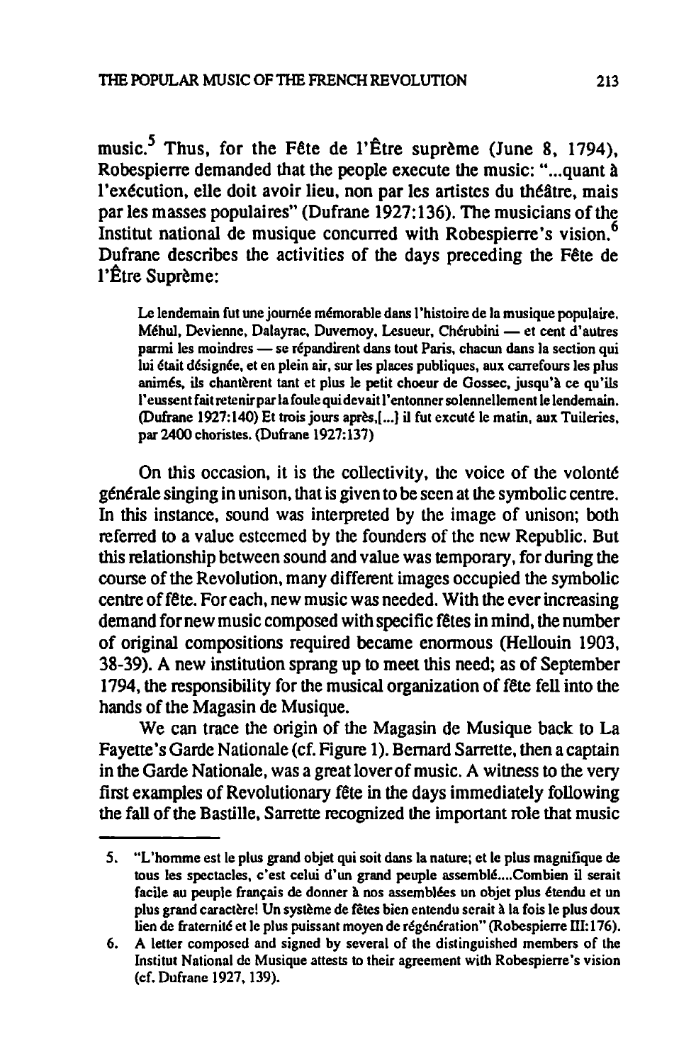music.[5] Thus, for the Fête de l'Être suprême (June 8, 1794), Robespierre demanded that the people execute the music: "...quant à l'exécution, elle doit avoir lieu, non par les artistes du théâtre, mais par les masses populaires" (Dufrane 1927:136). The musicians of the Institut national de musique concurred with Robespierre's vision.[6] Dufrane describes the activities of the days preceding the Fête de l'Être Suprême:

> Le lendemain fut une journée mémorable dans l'histoire de la musique populaire. Méhul, Devienne, Dalayrac, Duvernoy, Lesueur, Chérubini — et cent d'autres parmi les moindres — se répandirent dans tout Paris, chacun dans la section qui lui était désignée, et en plein air, sur les places publiques, aux carrefours les plus animés, ils chantèrent tant et plus le petit choeur de Gossec, jusqu'à ce qu'ils l'eussent fait retenir par la foule qui devait l'entonner solennellement le lendemain. (Dufrane 1927:140) Et trois jours après,[...] il fut excuté le matin, aux Tuileries, par 2400 choristes. (Dufrane 1927:137)

On this occasion, it is the collectivity, the voice of the volonté générale singing in unison, that is given to be seen at the symbolic centre. In this instance, sound was interpreted by the image of unison; both referred to a value esteemed by the founders of the new Republic. But this relationship between sound and value was temporary, for during the course of the Revolution, many different images occupied the symbolic centre of fête. For each, new music was needed. With the ever increasing demand for new music composed with specific fêtes in mind, the number of original compositions required became enormous (Hellouin 1903, 38-39). A new institution sprang up to meet this need; as of September 1794, the responsibility for the musical organization of fête fell into the hands of the Magasin de Musique.

We can trace the origin of the Magasin de Musique back to La Fayette's Garde Nationale (cf. Figure 1). Bernard Sarrette, then a captain in the Garde Nationale, was a great lover of music. A witness to the very first examples of Revolutionary fête in the days immediately following the fall of the Bastille, Sarrette recognized the important role that music

---

5. "L'homme est le plus grand objet qui soit dans la nature; et le plus magnifique de tous les spectacles, c'est celui d'un grand peuple assemblé....Combien il serait facile au peuple français de donner à nos assemblées un objet plus étendu et un plus grand caractère! Un système de fêtes bien entendu serait à la fois le plus doux lien de fraternité et le plus puissant moyen de régénération" (Robespierre III:176).

6. A letter composed and signed by several of the distinguished members of the Institut National de Musique attests to their agreement with Robespierre's vision (cf. Dufrane 1927, 139).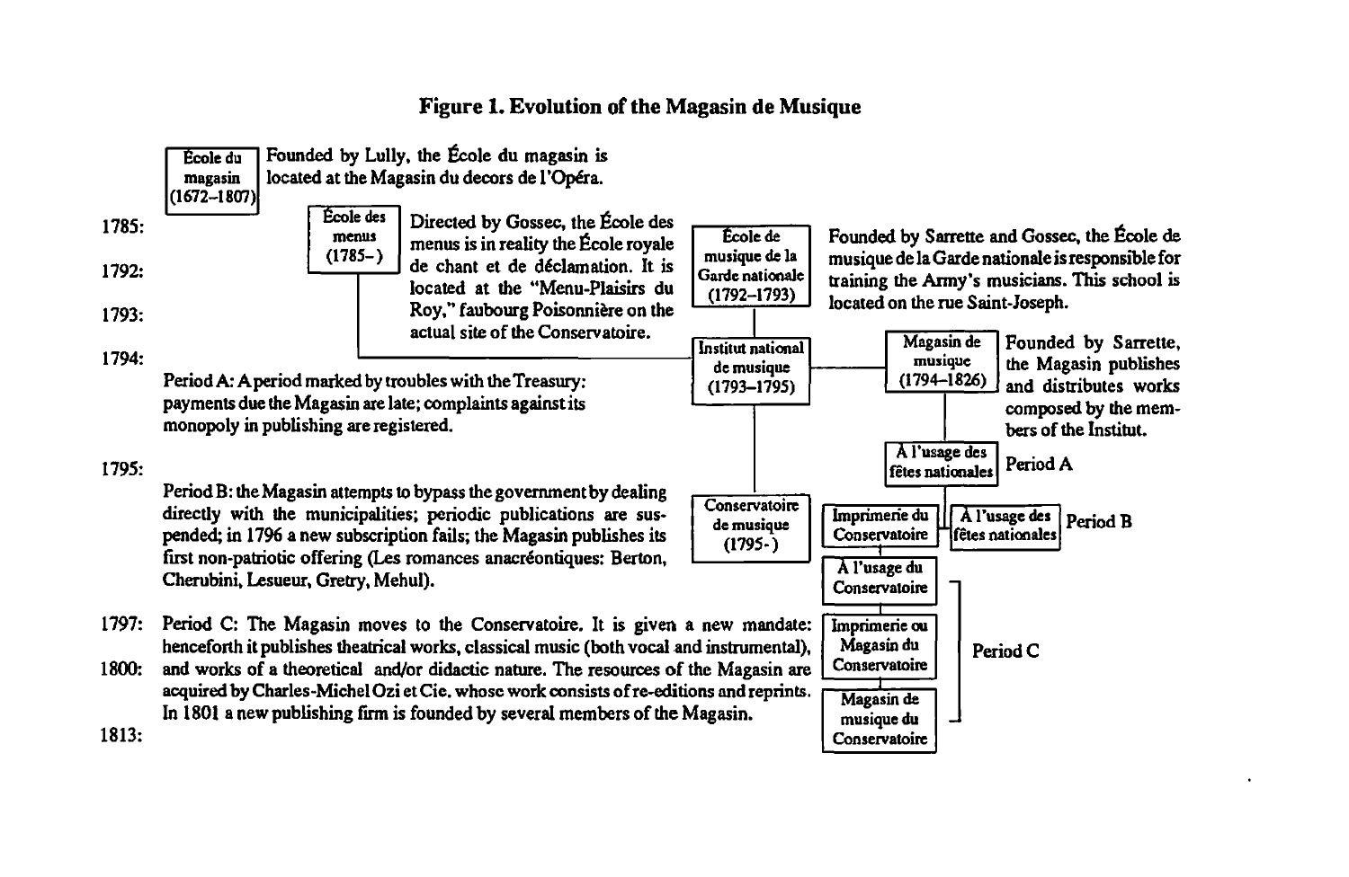**Figure 1. Evolution of the Magasin de Musique**

**École du magasin (1672–1807)** — Founded by Lully, the École du magasin is located at the Magasin du decors de l'Opéra.

1785: **École des menus (1785–)** — Directed by Gossec, the École des menus is in reality the École royale de chant et de déclamation. It is located at the "Menu-Plaisirs du Roy," faubourg Poisonnière on the actual site of the Conservatoire.

1792: **École de musique de la Garde nationale (1792–1793)** — Founded by Sarrette and Gossec, the École de musique de la Garde nationale is responsible for training the Army's musicians. This school is located on the rue Saint-Joseph.

1793: **Institut national de musique (1793–1795)**

1794: **Magasin de musique (1794–1826)** — Founded by Sarrette, the Magasin publishes and distributes works composed by the members of the Institut.

Period A: A period marked by troubles with the Treasury: payments due the Magasin are late; complaints against its monopoly in publishing are registered.

- À l'usage des fêtes nationales — Period A

1795: **Conservatoire de musique (1795-)**

Period B: the Magasin attempts to bypass the government by dealing directly with the municipalities; periodic publications are suspended; in 1796 a new subscription fails; the Magasin publishes its first non-patriotic offering (Les romances anacréontiques: Berton, Cherubini, Lesueur, Gretry, Mehul).

- Imprimerie du Conservatoire / À l'usage des fêtes nationales — Period B

1797: Period C: The Magasin moves to the Conservatoire. It is given a new mandate: henceforth it publishes theatrical works, classical music (both vocal and instrumental),

1800: and works of a theoretical and/or didactic nature. The resources of the Magasin are acquired by Charles-Michel Ozi et Cie. whose work consists of re-editions and reprints. In 1801 a new publishing firm is founded by several members of the Magasin.

- À l'usage du Conservatoire
- Imprimerie ou Magasin du Conservatoire
- Magasin de musique du Conservatoire

— Period C

1813: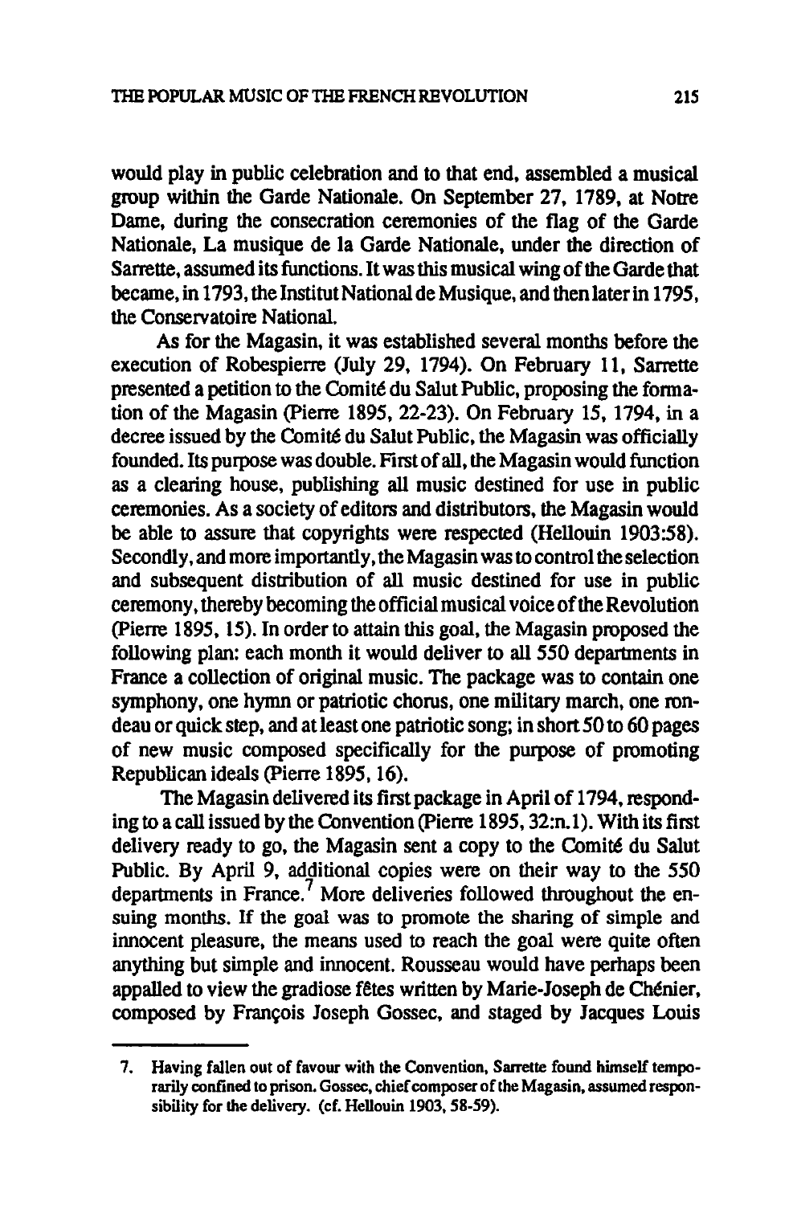would play in public celebration and to that end, assembled a musical group within the Garde Nationale. On September 27, 1789, at Notre Dame, during the consecration ceremonies of the flag of the Garde Nationale, La musique de la Garde Nationale, under the direction of Sarrette, assumed its functions. It was this musical wing of the Garde that became, in 1793, the Institut National de Musique, and then later in 1795, the Conservatoire National.

As for the Magasin, it was established several months before the execution of Robespierre (July 29, 1794). On February 11, Sarrette presented a petition to the Comité du Salut Public, proposing the formation of the Magasin (Pierre 1895, 22-23). On February 15, 1794, in a decree issued by the Comité du Salut Public, the Magasin was officially founded. Its purpose was double. First of all, the Magasin would function as a clearing house, publishing all music destined for use in public ceremonies. As a society of editors and distributors, the Magasin would be able to assure that copyrights were respected (Hellouin 1903:58). Secondly, and more importantly, the Magasin was to control the selection and subsequent distribution of all music destined for use in public ceremony, thereby becoming the official musical voice of the Revolution (Pierre 1895, 15). In order to attain this goal, the Magasin proposed the following plan: each month it would deliver to all 550 departments in France a collection of original music. The package was to contain one symphony, one hymn or patriotic chorus, one military march, one rondeau or quick step, and at least one patriotic song; in short 50 to 60 pages of new music composed specifically for the purpose of promoting Republican ideals (Pierre 1895, 16).

The Magasin delivered its first package in April of 1794, responding to a call issued by the Convention (Pierre 1895, 32:n.1). With its first delivery ready to go, the Magasin sent a copy to the Comité du Salut Public. By April 9, additional copies were on their way to the 550 departments in France.[7] More deliveries followed throughout the ensuing months. If the goal was to promote the sharing of simple and innocent pleasure, the means used to reach the goal were quite often anything but simple and innocent. Rousseau would have perhaps been appalled to view the gradiose fêtes written by Marie-Joseph de Chénier, composed by François Joseph Gossec, and staged by Jacques Louis

7. Having fallen out of favour with the Convention, Sarrette found himself temporarily confined to prison. Gossec, chief composer of the Magasin, assumed responsibility for the delivery. (cf. Hellouin 1903, 58-59).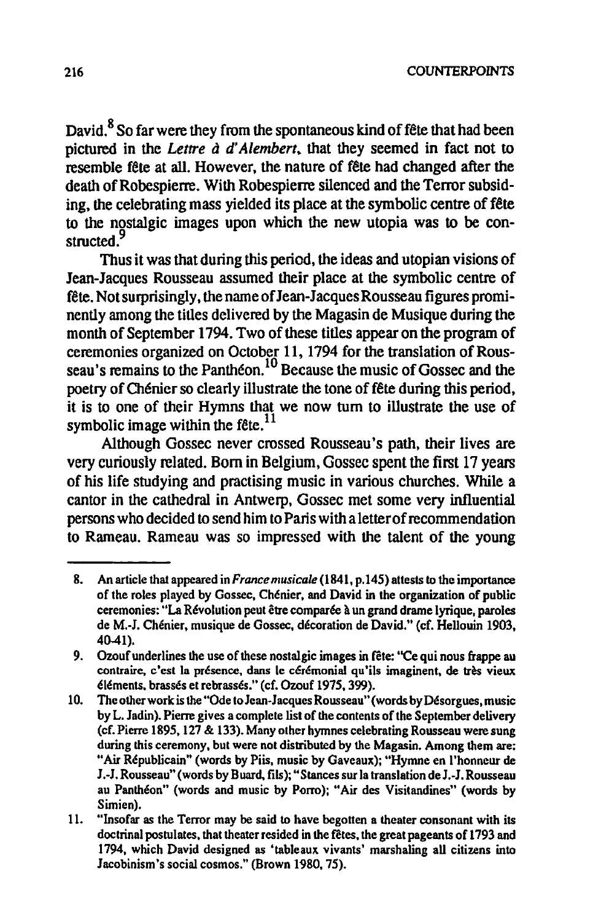David.[8] So far were they from the spontaneous kind of fête that had been pictured in the *Lettre à d'Alembert*, that they seemed in fact not to resemble fête at all. However, the nature of fête had changed after the death of Robespierre. With Robespierre silenced and the Terror subsiding, the celebrating mass yielded its place at the symbolic centre of fête to the nostalgic images upon which the new utopia was to be constructed.[9]

Thus it was that during this period, the ideas and utopian visions of Jean-Jacques Rousseau assumed their place at the symbolic centre of fête. Not surprisingly, the name of Jean-Jacques Rousseau figures prominently among the titles delivered by the Magasin de Musique during the month of September 1794. Two of these titles appear on the program of ceremonies organized on October 11, 1794 for the translation of Rousseau's remains to the Panthéon.[10] Because the music of Gossec and the poetry of Chénier so clearly illustrate the tone of fête during this period, it is to one of their Hymns that we now turn to illustrate the use of symbolic image within the fête.[11]

Although Gossec never crossed Rousseau's path, their lives are very curiously related. Born in Belgium, Gossec spent the first 17 years of his life studying and practising music in various churches. While a cantor in the cathedral in Antwerp, Gossec met some very influential persons who decided to send him to Paris with a letter of recommendation to Rameau. Rameau was so impressed with the talent of the young

---

8. An article that appeared in *France musicale* (1841, p.145) attests to the importance of the roles played by Gossec, Chénier, and David in the organization of public ceremonies: "La Révolution peut être comparée à un grand drame lyrique, paroles de M.-J. Chénier, musique de Gossec, décoration de David." (cf. Hellouin 1903, 40-41).

9. Ozouf underlines the use of these nostalgic images in fête: "Ce qui nous frappe au contraire, c'est la présence, dans le cérémonial qu'ils imaginent, de très vieux éléments, brassés et rebrassés." (cf. Ozouf 1975, 399).

10. The other work is the "Ode to Jean-Jacques Rousseau" (words by Désorgues, music by L. Jadin). Pierre gives a complete list of the contents of the September delivery (cf. Pierre 1895, 127 & 133). Many other hymnes celebrating Rousseau were sung during this ceremony, but were not distributed by the Magasin. Among them are: "Air Républicain" (words by Piis, music by Gaveaux); "Hymne en l'honneur de J.-J. Rousseau" (words by Buard, fils); "Stances sur la translation de J.-J. Rousseau au Panthéon" (words and music by Porro); "Air des Visitandines" (words by Simien).

11. "Insofar as the Terror may be said to have begotten a theater consonant with its doctrinal postulates, that theater resided in the fêtes, the great pageants of 1793 and 1794, which David designed as 'tableaux vivants' marshaling all citizens into Jacobinism's social cosmos." (Brown 1980, 75).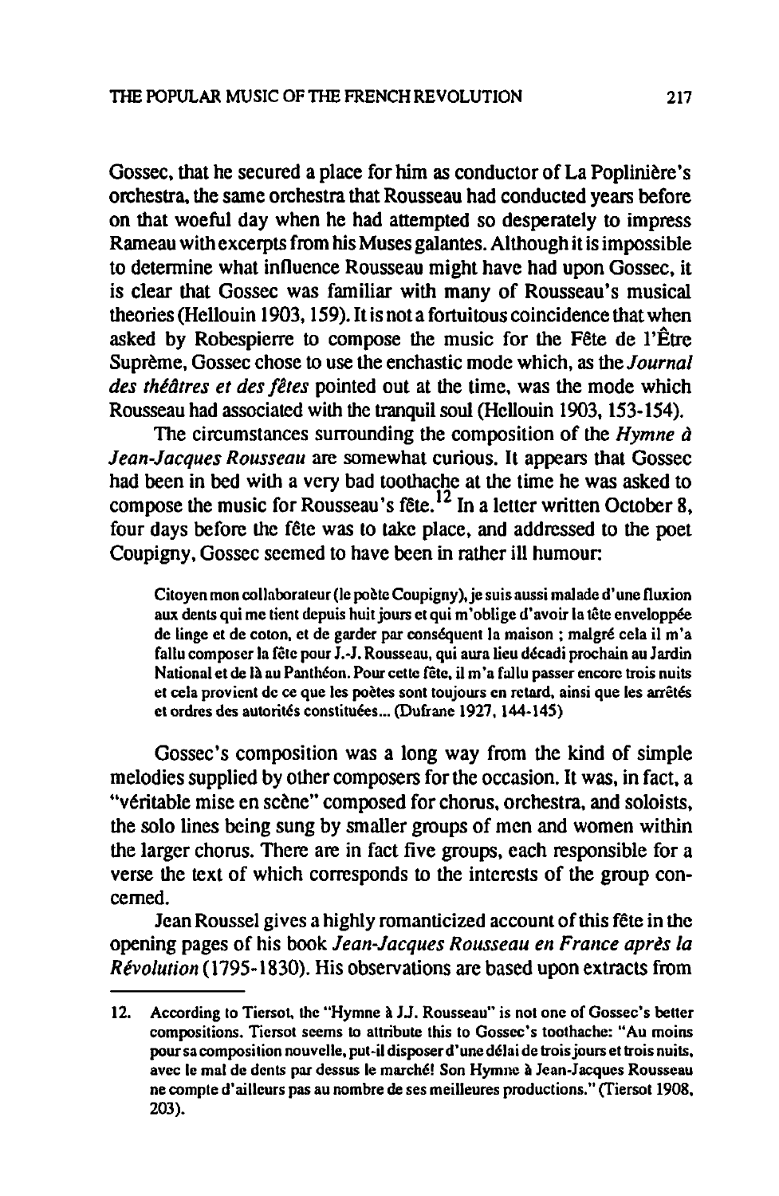Gossec, that he secured a place for him as conductor of La Poplinière's orchestra, the same orchestra that Rousseau had conducted years before on that woeful day when he had attempted so desperately to impress Rameau with excerpts from his Muses galantes. Although it is impossible to determine what influence Rousseau might have had upon Gossec, it is clear that Gossec was familiar with many of Rousseau's musical theories (Hellouin 1903, 159). It is not a fortuitous coincidence that when asked by Robespierre to compose the music for the Fête de l'Être Suprême, Gossec chose to use the enchastic mode which, as the *Journal des théâtres et des fêtes* pointed out at the time, was the mode which Rousseau had associated with the tranquil soul (Hellouin 1903, 153-154).

The circumstances surrounding the composition of the *Hymne à Jean-Jacques Rousseau* are somewhat curious. It appears that Gossec had been in bed with a very bad toothache at the time he was asked to compose the music for Rousseau's fête.[12] In a letter written October 8, four days before the fête was to take place, and addressed to the poet Coupigny, Gossec seemed to have been in rather ill humour:

> Citoyen mon collaborateur (le poète Coupigny), je suis aussi malade d'une fluxion aux dents qui me tient depuis huit jours et qui m'oblige d'avoir la tête enveloppée de linge et de coton, et de garder par conséquent la maison ; malgré cela il m'a fallu composer la fête pour J.-J. Rousseau, qui aura lieu décadi prochain au Jardin National et de là au Panthéon. Pour cette fête, il m'a fallu passer encore trois nuits et cela provient de ce que les poètes sont toujours en retard, ainsi que les arrêtés et ordres des autorités constituées... (Dufrane 1927, 144-145)

Gossec's composition was a long way from the kind of simple melodies supplied by other composers for the occasion. It was, in fact, a "véritable mise en scène" composed for chorus, orchestra, and soloists, the solo lines being sung by smaller groups of men and women within the larger chorus. There are in fact five groups, each responsible for a verse the text of which corresponds to the interests of the group concerned.

Jean Roussel gives a highly romanticized account of this fête in the opening pages of his book *Jean-Jacques Rousseau en France après la Révolution* (1795-1830). His observations are based upon extracts from

---

12. According to Tiersot, the "Hymne à J.J. Rousseau" is not one of Gossec's better compositions. Tiersot seems to attribute this to Gossec's toothache: "Au moins pour sa composition nouvelle, put-il disposer d'une délai de trois jours et trois nuits, avec le mal de dents par dessus le marché! Son Hymne à Jean-Jacques Rousseau ne compte d'ailleurs pas au nombre de ses meilleures productions." (Tiersot 1908, 203).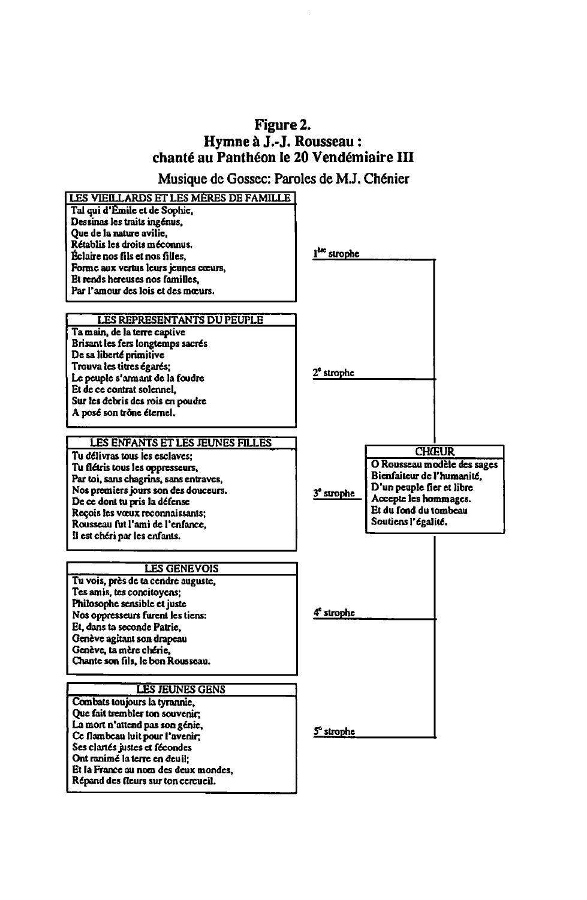# Figure 2.
## Hymne à J.-J. Rousseau : chanté au Panthéon le 20 Vendémiaire III

Musique de Gossec: Paroles de M.J. Chénier

**1ère strophe**

LES VIEILLARDS ET LES MÈRES DE FAMILLE

Toi qui d'Émile et de Sophie,
Dessinas les traits ingénus,
Que de la nature avilie,
Rétablis les droits méconnus.
Éclaire nos fils et nos filles,
Forme aux vertus leurs jeunes cœurs,
Et rends heureuses nos familles,
Par l'amour des lois et des mœurs.

**2e strophe**

LES REPRÉSENTANTS DU PEUPLE

Ta main, de la terre captive
Brisant les fers longtemps sacrés
De sa liberté primitive
Trouva les titres égarés;
Le peuple s'armant de la foudre
Et de ce contrat solennel,
Sur les débris des rois en poudre
A posé son trône éternel.

**3e strophe**

LES ENFANTS ET LES JEUNES FILLES

Tu délivras tous les esclaves;
Tu flétris tous les oppresseurs,
Par toi, sans chagrins, sans entraves,
Nos premiers jours son des douceurs.
De ce dont tu pris la défense
Reçois les vœux reconnaissants;
Rousseau fut l'ami de l'enfance,
Il est chéri par les enfants.

**4e strophe**

LES GENEVOIS

Tu vois, près de ta cendre auguste,
Tes amis, tes concitoyens;
Philosophe sensible et juste
Nos oppresseurs furent les tiens:
Et, dans ta seconde Patrie,
Genève agitant son drapeau
Genève, ta mère chérie,
Chante son fils, le bon Rousseau.

**5e strophe**

LES JEUNES GENS

Combats toujours la tyrannie,
Que fait trembler ton souvenir;
La mort n'attend pas son génie,
Ce flambeau luit pour l'avenir;
Ses clartés justes et fécondes
Ont ranimé la terre en deuil;
Et la France au nom des deux mondes,
Répand des fleurs sur ton cercueil.

**CHŒUR**

O Rousseau modèle des sages
Bienfaiteur de l'humanité,
D'un peuple fier et libre
Accepte les hommages.
Et du fond du tombeau
Soutiens l'égalité.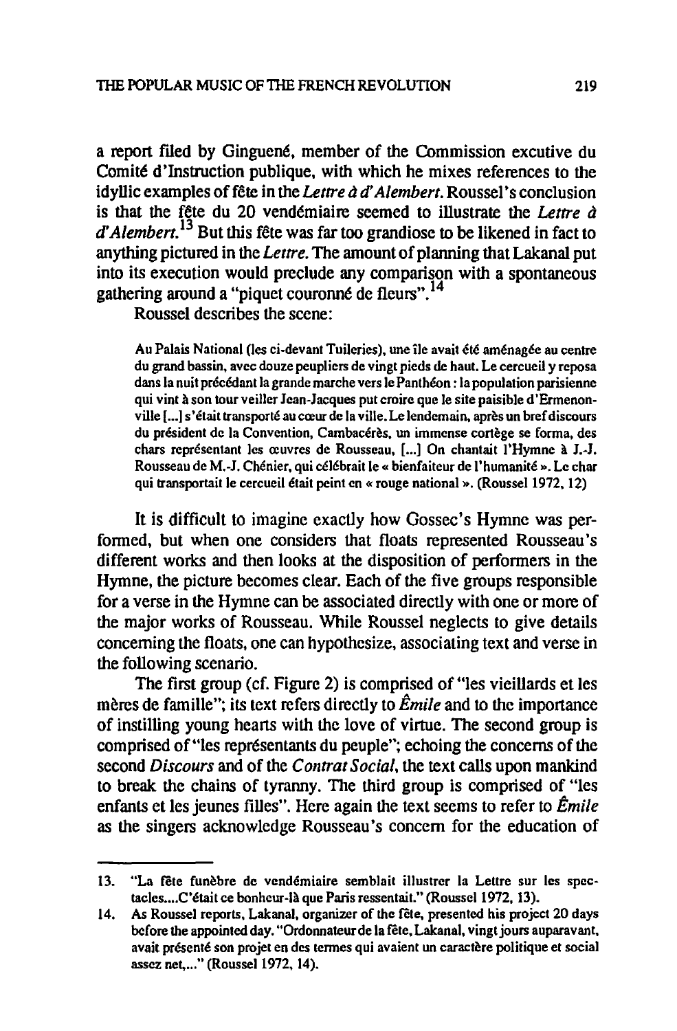a report filed by Ginguené, member of the Commission excutive du Comité d'Instruction publique, with which he mixes references to the idyllic examples of fête in the *Lettre à d'Alembert*. Roussel's conclusion is that the fête du 20 vendémiaire seemed to illustrate the *Lettre à d'Alembert*.[13] But this fête was far too grandiose to be likened in fact to anything pictured in the *Lettre*. The amount of planning that Lakanal put into its execution would preclude any comparison with a spontaneous gathering around a "piquet couronné de fleurs".[14]

Roussel describes the scene:

> Au Palais National (les ci-devant Tuileries), une île avait été aménagée au centre du grand bassin, avec douze peupliers de vingt pieds de haut. Le cercueil y reposa dans la nuit précédant la grande marche vers le Panthéon : la population parisienne qui vint à son tour veiller Jean-Jacques put croire que le site paisible d'Ermenonville [...] s'était transporté au cœur de la ville. Le lendemain, après un bref discours du président de la Convention, Cambacérès, un immense cortège se forma, des chars représentant les œuvres de Rousseau, [...] On chantait l'Hymne à J.-J. Rousseau de M.-J. Chénier, qui célébrait le « bienfaiteur de l'humanité ». Le char qui transportait le cercueil était peint en « rouge national ». (Roussel 1972, 12)

It is difficult to imagine exactly how Gossec's Hymne was performed, but when one considers that floats represented Rousseau's different works and then looks at the disposition of performers in the Hymne, the picture becomes clear. Each of the five groups responsible for a verse in the Hymne can be associated directly with one or more of the major works of Rousseau. While Roussel neglects to give details concerning the floats, one can hypothesize, associating text and verse in the following scenario.

The first group (cf. Figure 2) is comprised of "les vieillards et les mères de famille"; its text refers directly to *Émile* and to the importance of instilling young hearts with the love of virtue. The second group is comprised of "les représentants du peuple"; echoing the concerns of the second *Discours* and of the *Contrat Social*, the text calls upon mankind to break the chains of tyranny. The third group is comprised of "les enfants et les jeunes filles". Here again the text seems to refer to *Émile* as the singers acknowledge Rousseau's concern for the education of

---

13. "La fête funèbre de vendémiaire semblait illustrer la Lettre sur les spectacles....C'était ce bonheur-là que Paris ressentait." (Roussel 1972, 13).

14. As Roussel reports, Lakanal, organizer of the fête, presented his project 20 days before the appointed day. "Ordonnateur de la fête, Lakanal, vingt jours auparavant, avait présenté son projet en des termes qui avaient un caractère politique et social assez net,..." (Roussel 1972, 14).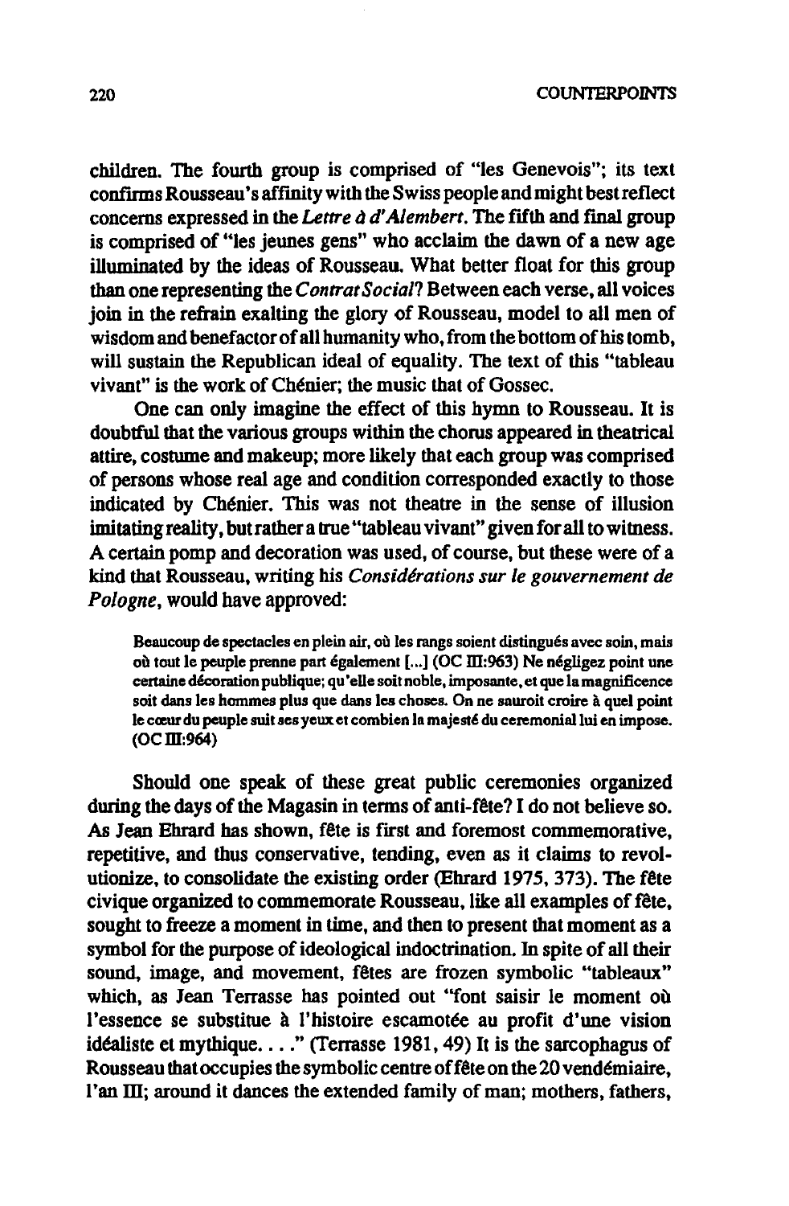children. The fourth group is comprised of "les Genevois"; its text confirms Rousseau's affinity with the Swiss people and might best reflect concerns expressed in the *Lettre à d'Alembert*. The fifth and final group is comprised of "les jeunes gens" who acclaim the dawn of a new age illuminated by the ideas of Rousseau. What better float for this group than one representing the *Contrat Social*? Between each verse, all voices join in the refrain exalting the glory of Rousseau, model to all men of wisdom and benefactor of all humanity who, from the bottom of his tomb, will sustain the Republican ideal of equality. The text of this "tableau vivant" is the work of Chénier; the music that of Gossec.

One can only imagine the effect of this hymn to Rousseau. It is doubtful that the various groups within the chorus appeared in theatrical attire, costume and makeup; more likely that each group was comprised of persons whose real age and condition corresponded exactly to those indicated by Chénier. This was not theatre in the sense of illusion imitating reality, but rather a true "tableau vivant" given for all to witness. A certain pomp and decoration was used, of course, but these were of a kind that Rousseau, writing his *Considérations sur le gouvernement de Pologne*, would have approved:

> Beaucoup de spectacles en plein air, où les rangs soient distingués avec soin, mais où tout le peuple prenne part également [...] (OC III:963) Ne négligez point une certaine décoration publique; qu'elle soit noble, imposante, et que la magnificence soit dans les hommes plus que dans les choses. On ne sauroit croire à quel point le cœur du peuple suit ses yeux et combien la majesté du ceremonial lui en impose. (OC III:964)

Should one speak of these great public ceremonies organized during the days of the Magasin in terms of anti-fête? I do not believe so. As Jean Ehrard has shown, fête is first and foremost commemorative, repetitive, and thus conservative, tending, even as it claims to revolutionize, to consolidate the existing order (Ehrard 1975, 373). The fête civique organized to commemorate Rousseau, like all examples of fête, sought to freeze a moment in time, and then to present that moment as a symbol for the purpose of ideological indoctrination. In spite of all their sound, image, and movement, fêtes are frozen symbolic "tableaux" which, as Jean Terrasse has pointed out "font saisir le moment où l'essence se substitue à l'histoire escamotée au profit d'une vision idéaliste et mythique. . . ." (Terrasse 1981, 49) It is the sarcophagus of Rousseau that occupies the symbolic centre of fête on the 20 vendémiaire, l'an III; around it dances the extended family of man; mothers, fathers,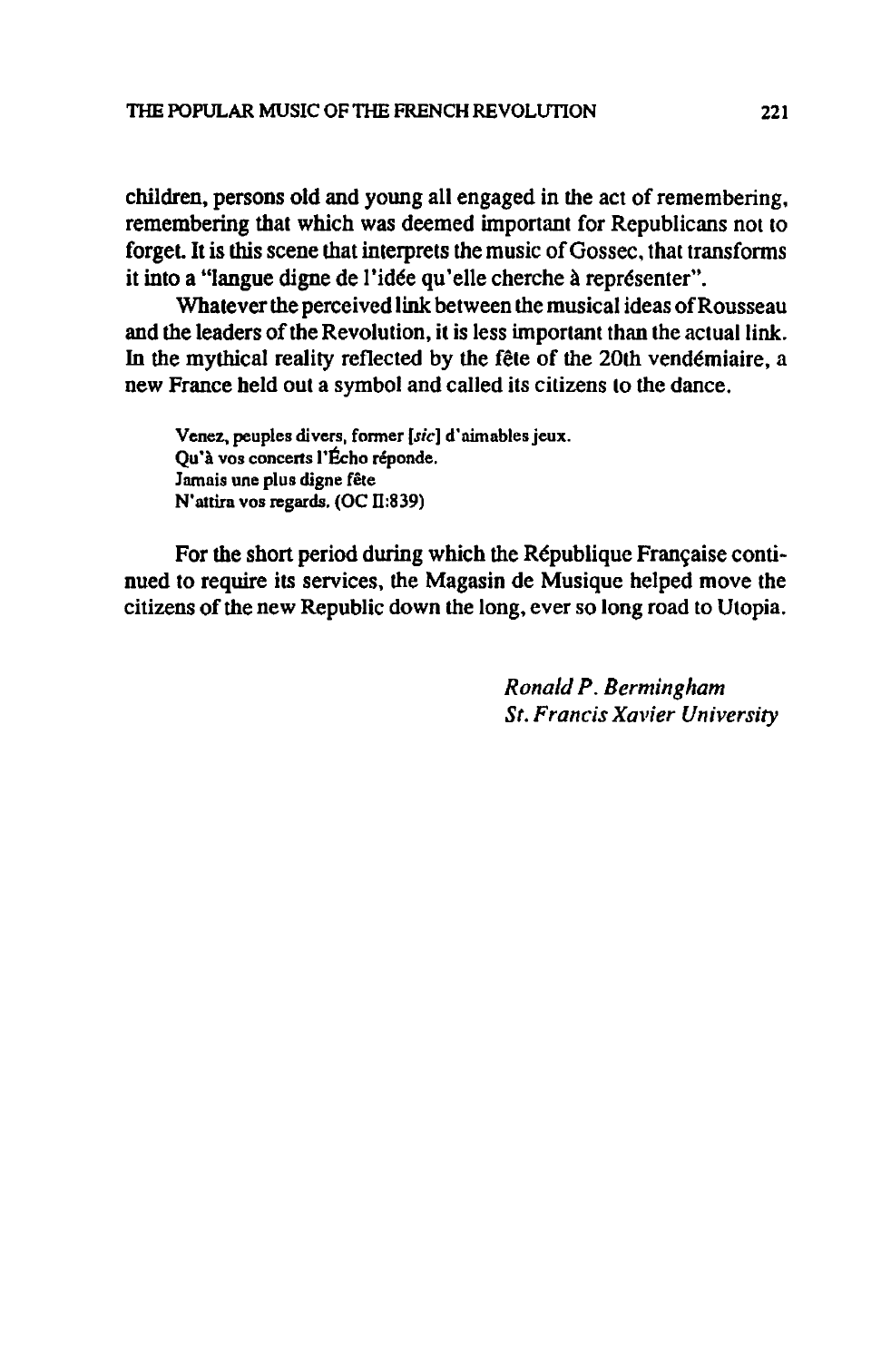children, persons old and young all engaged in the act of remembering, remembering that which was deemed important for Republicans not to forget. It is this scene that interprets the music of Gossec, that transforms it into a "langue digne de l'idée qu'elle cherche à représenter".

Whatever the perceived link between the musical ideas of Rousseau and the leaders of the Revolution, it is less important than the actual link. In the mythical reality reflected by the fête of the 20th vendémiaire, a new France held out a symbol and called its citizens to the dance.

> Venez, peuples divers, former [*sic*] d'aimables jeux.
> Qu'à vos concerts l'Écho réponde.
> Jamais une plus digne fête
> N'attira vos regards. (OC II:839)

For the short period during which the République Française continued to require its services, the Magasin de Musique helped move the citizens of the new Republic down the long, ever so long road to Utopia.

*Ronald P. Bermingham*
*St. Francis Xavier University*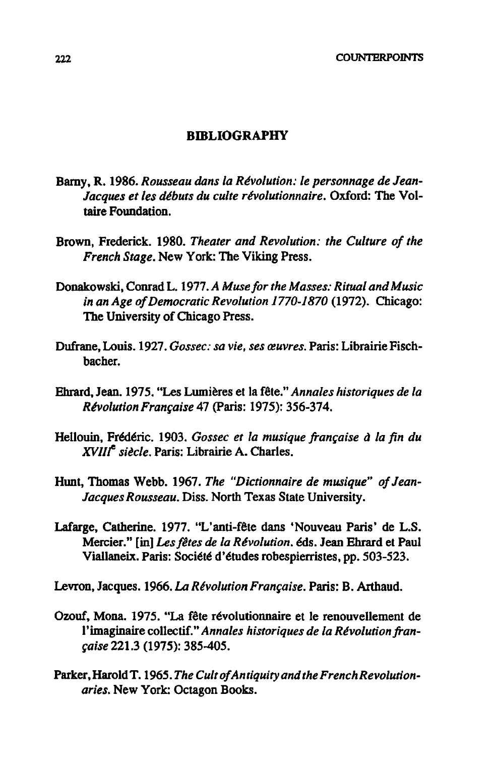## BIBLIOGRAPHY

Barny, R. 1986. *Rousseau dans la Révolution: le personnage de Jean-Jacques et les débuts du culte révolutionnaire*. Oxford: The Voltaire Foundation.

Brown, Frederick. 1980. *Theater and Revolution: the Culture of the French Stage*. New York: The Viking Press.

Donakowski, Conrad L. 1977. *A Muse for the Masses: Ritual and Music in an Age of Democratic Revolution 1770-1870* (1972). Chicago: The University of Chicago Press.

Dufrane, Louis. 1927. *Gossec: sa vie, ses œuvres*. Paris: Librairie Fischbacher.

Ehrard, Jean. 1975. "Les Lumières et la fête." *Annales historiques de la Révolution Française* 47 (Paris: 1975): 356-374.

Hellouin, Frédéric. 1903. *Gossec et la musique française à la fin du XVIII^e siècle*. Paris: Librairie A. Charles.

Hunt, Thomas Webb. 1967. *The "Dictionnaire de musique" of Jean-Jacques Rousseau*. Diss. North Texas State University.

Lafarge, Catherine. 1977. "L'anti-fête dans 'Nouveau Paris' de L.S. Mercier." [in] *Les fêtes de la Révolution*. éds. Jean Ehrard et Paul Viallaneix. Paris: Société d'études robespierristes, pp. 503-523.

Levron, Jacques. 1966. *La Révolution Française*. Paris: B. Arthaud.

Ozouf, Mona. 1975. "La fête révolutionnaire et le renouvellement de l'imaginaire collectif." *Annales historiques de la Révolution française* 221.3 (1975): 385-405.

Parker, Harold T. 1965. *The Cult of Antiquity and the French Revolutionaries*. New York: Octagon Books.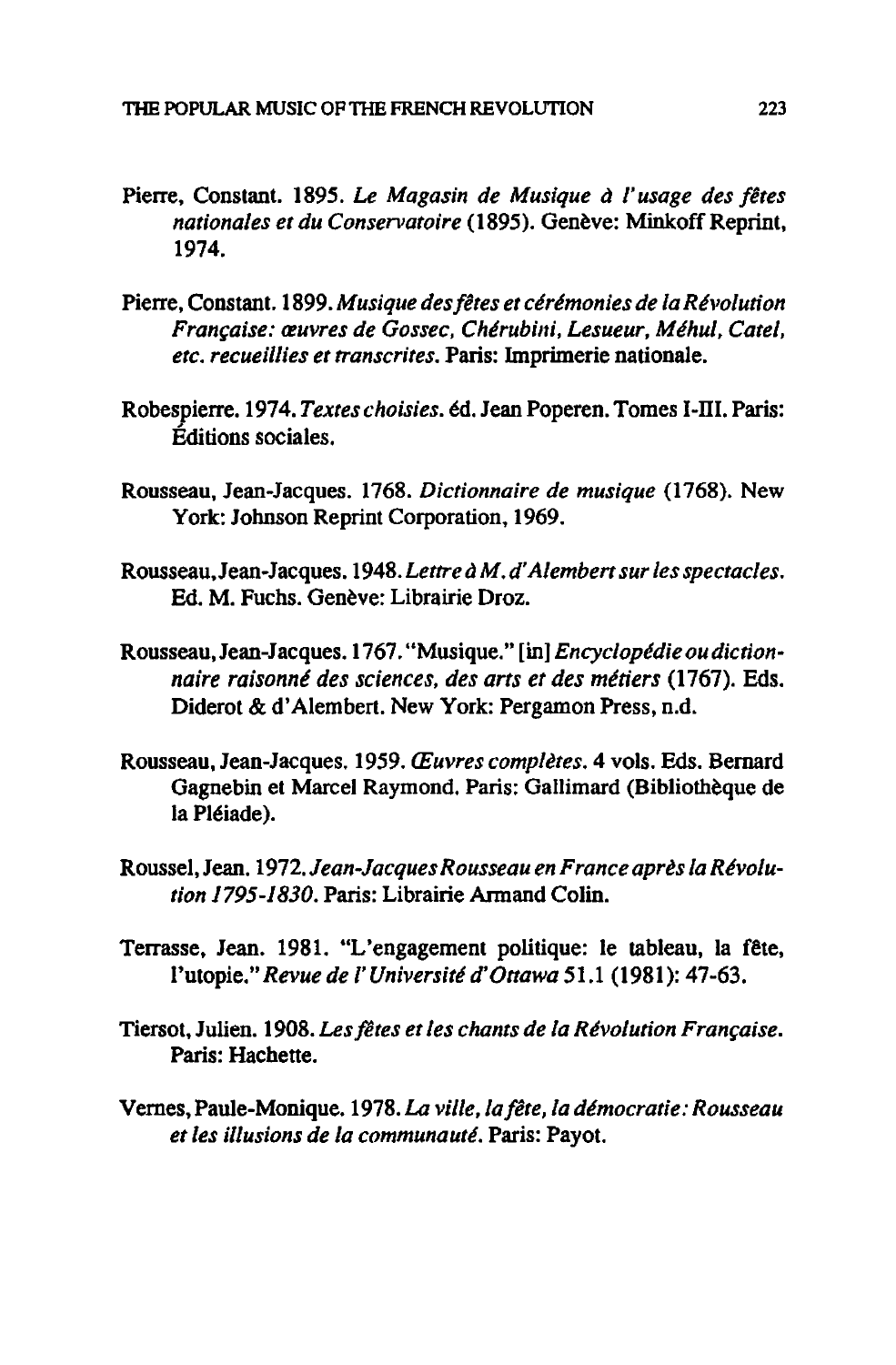Pierre, Constant. 1895. *Le Magasin de Musique à l'usage des fêtes nationales et du Conservatoire* (1895). Genève: Minkoff Reprint, 1974.

Pierre, Constant. 1899. *Musique des fêtes et cérémonies de la Révolution Française: œuvres de Gossec, Chérubini, Lesueur, Méhul, Catel, etc. recueillies et transcrites*. Paris: Imprimerie nationale.

Robespierre. 1974. *Textes choisies*. éd. Jean Poperen. Tomes I-III. Paris: Éditions sociales.

Rousseau, Jean-Jacques. 1768. *Dictionnaire de musique* (1768). New York: Johnson Reprint Corporation, 1969.

Rousseau, Jean-Jacques. 1948. *Lettre à M. d'Alembert sur les spectacles*. Ed. M. Fuchs. Genève: Librairie Droz.

Rousseau, Jean-Jacques. 1767. "Musique." [in] *Encyclopédie ou dictionnaire raisonné des sciences, des arts et des métiers* (1767). Eds. Diderot & d'Alembert. New York: Pergamon Press, n.d.

Rousseau, Jean-Jacques. 1959. *Œuvres complètes*. 4 vols. Eds. Bernard Gagnebin et Marcel Raymond. Paris: Gallimard (Bibliothèque de la Pléiade).

Roussel, Jean. 1972. *Jean-Jacques Rousseau en France après la Révolution 1795-1830*. Paris: Librairie Armand Colin.

Terrasse, Jean. 1981. "L'engagement politique: le tableau, la fête, l'utopie." *Revue de l'Université d'Ottawa* 51.1 (1981): 47-63.

Tiersot, Julien. 1908. *Les fêtes et les chants de la Révolution Française*. Paris: Hachette.

Vernes, Paule-Monique. 1978. *La ville, la fête, la démocratie: Rousseau et les illusions de la communauté*. Paris: Payot.